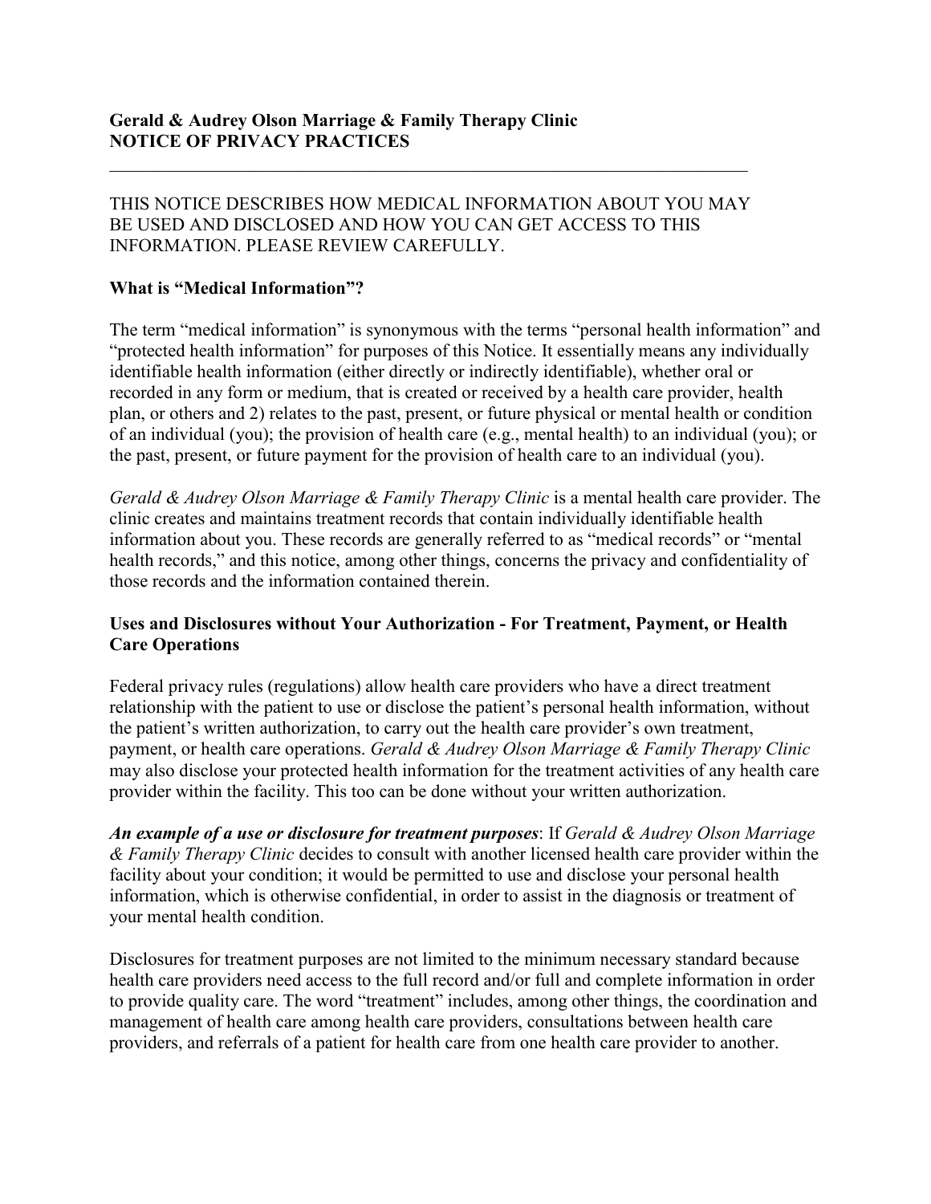**Gerald & Audrey Olson Marriage & Family Therapy Clinic**
**NOTICE OF PRIVACY PRACTICES**

---

THIS NOTICE DESCRIBES HOW MEDICAL INFORMATION ABOUT YOU MAY BE USED AND DISCLOSED AND HOW YOU CAN GET ACCESS TO THIS INFORMATION. PLEASE REVIEW CAREFULLY.

**What is "Medical Information"?**

The term "medical information" is synonymous with the terms "personal health information" and "protected health information" for purposes of this Notice. It essentially means any individually identifiable health information (either directly or indirectly identifiable), whether oral or recorded in any form or medium, that is created or received by a health care provider, health plan, or others and 2) relates to the past, present, or future physical or mental health or condition of an individual (you); the provision of health care (e.g., mental health) to an individual (you); or the past, present, or future payment for the provision of health care to an individual (you).

*Gerald & Audrey Olson Marriage & Family Therapy Clinic* is a mental health care provider. The clinic creates and maintains treatment records that contain individually identifiable health information about you. These records are generally referred to as "medical records" or "mental health records," and this notice, among other things, concerns the privacy and confidentiality of those records and the information contained therein.

**Uses and Disclosures without Your Authorization - For Treatment, Payment, or Health Care Operations**

Federal privacy rules (regulations) allow health care providers who have a direct treatment relationship with the patient to use or disclose the patient's personal health information, without the patient's written authorization, to carry out the health care provider's own treatment, payment, or health care operations. *Gerald & Audrey Olson Marriage & Family Therapy Clinic* may also disclose your protected health information for the treatment activities of any health care provider within the facility. This too can be done without your written authorization.

***An example of a use or disclosure for treatment purposes***: If *Gerald & Audrey Olson Marriage & Family Therapy Clinic* decides to consult with another licensed health care provider within the facility about your condition; it would be permitted to use and disclose your personal health information, which is otherwise confidential, in order to assist in the diagnosis or treatment of your mental health condition.

Disclosures for treatment purposes are not limited to the minimum necessary standard because health care providers need access to the full record and/or full and complete information in order to provide quality care. The word "treatment" includes, among other things, the coordination and management of health care among health care providers, consultations between health care providers, and referrals of a patient for health care from one health care provider to another.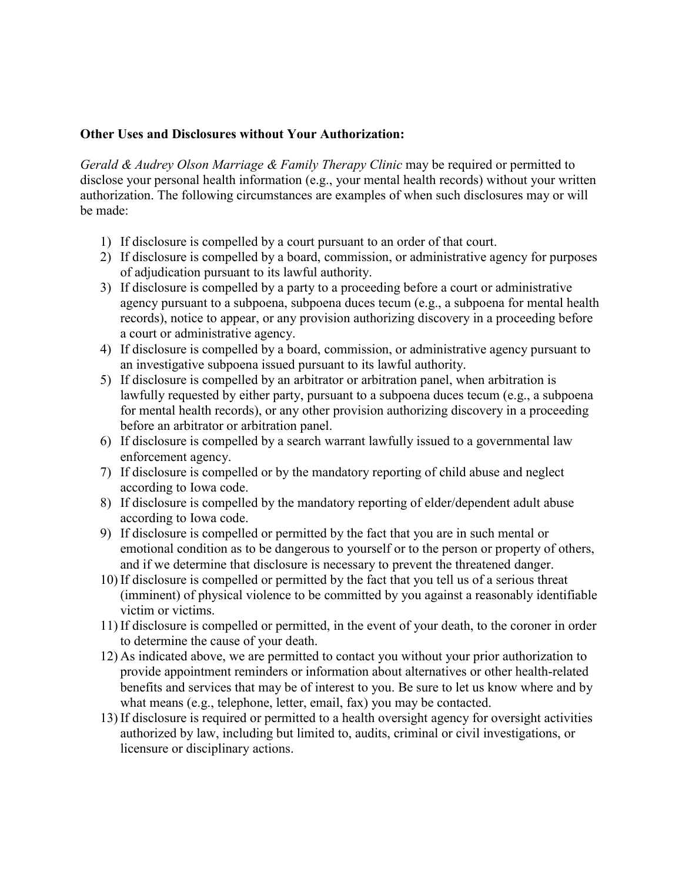**Other Uses and Disclosures without Your Authorization:**

*Gerald & Audrey Olson Marriage & Family Therapy Clinic* may be required or permitted to disclose your personal health information (e.g., your mental health records) without your written authorization. The following circumstances are examples of when such disclosures may or will be made:

1) If disclosure is compelled by a court pursuant to an order of that court.
2) If disclosure is compelled by a board, commission, or administrative agency for purposes of adjudication pursuant to its lawful authority.
3) If disclosure is compelled by a party to a proceeding before a court or administrative agency pursuant to a subpoena, subpoena duces tecum (e.g., a subpoena for mental health records), notice to appear, or any provision authorizing discovery in a proceeding before a court or administrative agency.
4) If disclosure is compelled by a board, commission, or administrative agency pursuant to an investigative subpoena issued pursuant to its lawful authority.
5) If disclosure is compelled by an arbitrator or arbitration panel, when arbitration is lawfully requested by either party, pursuant to a subpoena duces tecum (e.g., a subpoena for mental health records), or any other provision authorizing discovery in a proceeding before an arbitrator or arbitration panel.
6) If disclosure is compelled by a search warrant lawfully issued to a governmental law enforcement agency.
7) If disclosure is compelled or by the mandatory reporting of child abuse and neglect according to Iowa code.
8) If disclosure is compelled by the mandatory reporting of elder/dependent adult abuse according to Iowa code.
9) If disclosure is compelled or permitted by the fact that you are in such mental or emotional condition as to be dangerous to yourself or to the person or property of others, and if we determine that disclosure is necessary to prevent the threatened danger.
10) If disclosure is compelled or permitted by the fact that you tell us of a serious threat (imminent) of physical violence to be committed by you against a reasonably identifiable victim or victims.
11) If disclosure is compelled or permitted, in the event of your death, to the coroner in order to determine the cause of your death.
12) As indicated above, we are permitted to contact you without your prior authorization to provide appointment reminders or information about alternatives or other health-related benefits and services that may be of interest to you. Be sure to let us know where and by what means (e.g., telephone, letter, email, fax) you may be contacted.
13) If disclosure is required or permitted to a health oversight agency for oversight activities authorized by law, including but limited to, audits, criminal or civil investigations, or licensure or disciplinary actions.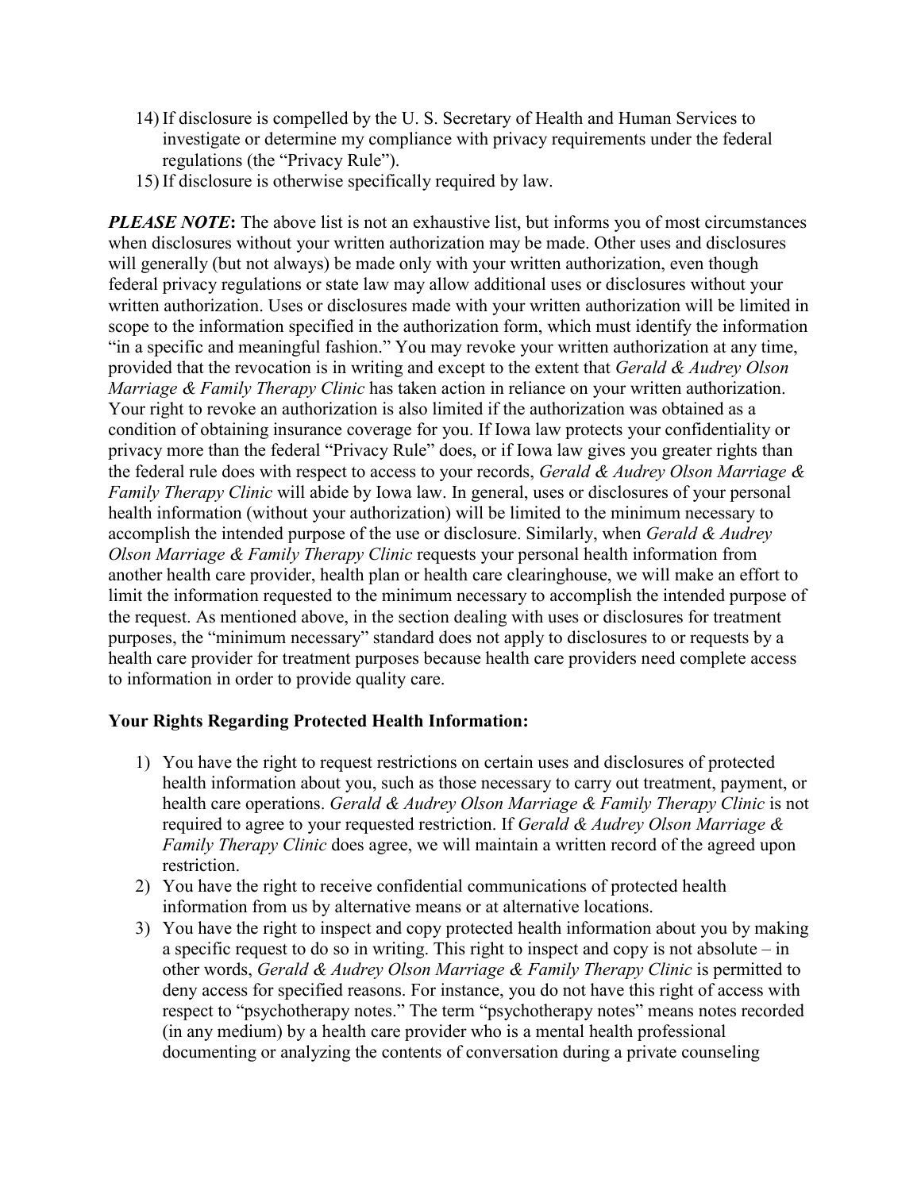14) If disclosure is compelled by the U. S. Secretary of Health and Human Services to investigate or determine my compliance with privacy requirements under the federal regulations (the "Privacy Rule").
15) If disclosure is otherwise specifically required by law.

***PLEASE NOTE*:** The above list is not an exhaustive list, but informs you of most circumstances when disclosures without your written authorization may be made. Other uses and disclosures will generally (but not always) be made only with your written authorization, even though federal privacy regulations or state law may allow additional uses or disclosures without your written authorization. Uses or disclosures made with your written authorization will be limited in scope to the information specified in the authorization form, which must identify the information "in a specific and meaningful fashion." You may revoke your written authorization at any time, provided that the revocation is in writing and except to the extent that *Gerald & Audrey Olson Marriage & Family Therapy Clinic* has taken action in reliance on your written authorization. Your right to revoke an authorization is also limited if the authorization was obtained as a condition of obtaining insurance coverage for you. If Iowa law protects your confidentiality or privacy more than the federal "Privacy Rule" does, or if Iowa law gives you greater rights than the federal rule does with respect to access to your records, *Gerald & Audrey Olson Marriage & Family Therapy Clinic* will abide by Iowa law. In general, uses or disclosures of your personal health information (without your authorization) will be limited to the minimum necessary to accomplish the intended purpose of the use or disclosure. Similarly, when *Gerald & Audrey Olson Marriage & Family Therapy Clinic* requests your personal health information from another health care provider, health plan or health care clearinghouse, we will make an effort to limit the information requested to the minimum necessary to accomplish the intended purpose of the request. As mentioned above, in the section dealing with uses or disclosures for treatment purposes, the "minimum necessary" standard does not apply to disclosures to or requests by a health care provider for treatment purposes because health care providers need complete access to information in order to provide quality care.

**Your Rights Regarding Protected Health Information:**

1) You have the right to request restrictions on certain uses and disclosures of protected health information about you, such as those necessary to carry out treatment, payment, or health care operations. *Gerald & Audrey Olson Marriage & Family Therapy Clinic* is not required to agree to your requested restriction. If *Gerald & Audrey Olson Marriage & Family Therapy Clinic* does agree, we will maintain a written record of the agreed upon restriction.
2) You have the right to receive confidential communications of protected health information from us by alternative means or at alternative locations.
3) You have the right to inspect and copy protected health information about you by making a specific request to do so in writing. This right to inspect and copy is not absolute – in other words, *Gerald & Audrey Olson Marriage & Family Therapy Clinic* is permitted to deny access for specified reasons. For instance, you do not have this right of access with respect to "psychotherapy notes." The term "psychotherapy notes" means notes recorded (in any medium) by a health care provider who is a mental health professional documenting or analyzing the contents of conversation during a private counseling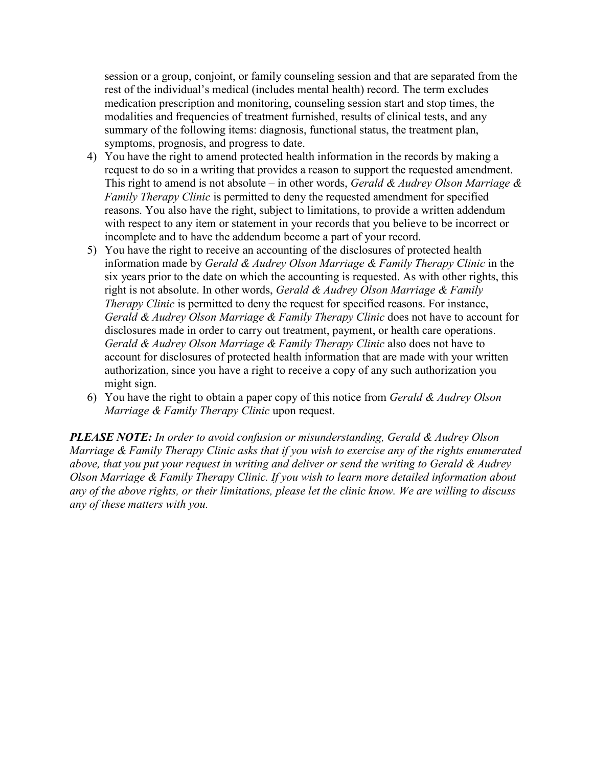session or a group, conjoint, or family counseling session and that are separated from the rest of the individual's medical (includes mental health) record. The term excludes medication prescription and monitoring, counseling session start and stop times, the modalities and frequencies of treatment furnished, results of clinical tests, and any summary of the following items: diagnosis, functional status, the treatment plan, symptoms, prognosis, and progress to date.

4) You have the right to amend protected health information in the records by making a request to do so in a writing that provides a reason to support the requested amendment. This right to amend is not absolute – in other words, *Gerald & Audrey Olson Marriage & Family Therapy Clinic* is permitted to deny the requested amendment for specified reasons. You also have the right, subject to limitations, to provide a written addendum with respect to any item or statement in your records that you believe to be incorrect or incomplete and to have the addendum become a part of your record.
5) You have the right to receive an accounting of the disclosures of protected health information made by *Gerald & Audrey Olson Marriage & Family Therapy Clinic* in the six years prior to the date on which the accounting is requested. As with other rights, this right is not absolute. In other words, *Gerald & Audrey Olson Marriage & Family Therapy Clinic* is permitted to deny the request for specified reasons. For instance, *Gerald & Audrey Olson Marriage & Family Therapy Clinic* does not have to account for disclosures made in order to carry out treatment, payment, or health care operations. *Gerald & Audrey Olson Marriage & Family Therapy Clinic* also does not have to account for disclosures of protected health information that are made with your written authorization, since you have a right to receive a copy of any such authorization you might sign.
6) You have the right to obtain a paper copy of this notice from *Gerald & Audrey Olson Marriage & Family Therapy Clinic* upon request.

***PLEASE NOTE:*** *In order to avoid confusion or misunderstanding, Gerald & Audrey Olson Marriage & Family Therapy Clinic asks that if you wish to exercise any of the rights enumerated above, that you put your request in writing and deliver or send the writing to Gerald & Audrey Olson Marriage & Family Therapy Clinic. If you wish to learn more detailed information about any of the above rights, or their limitations, please let the clinic know. We are willing to discuss any of these matters with you.*